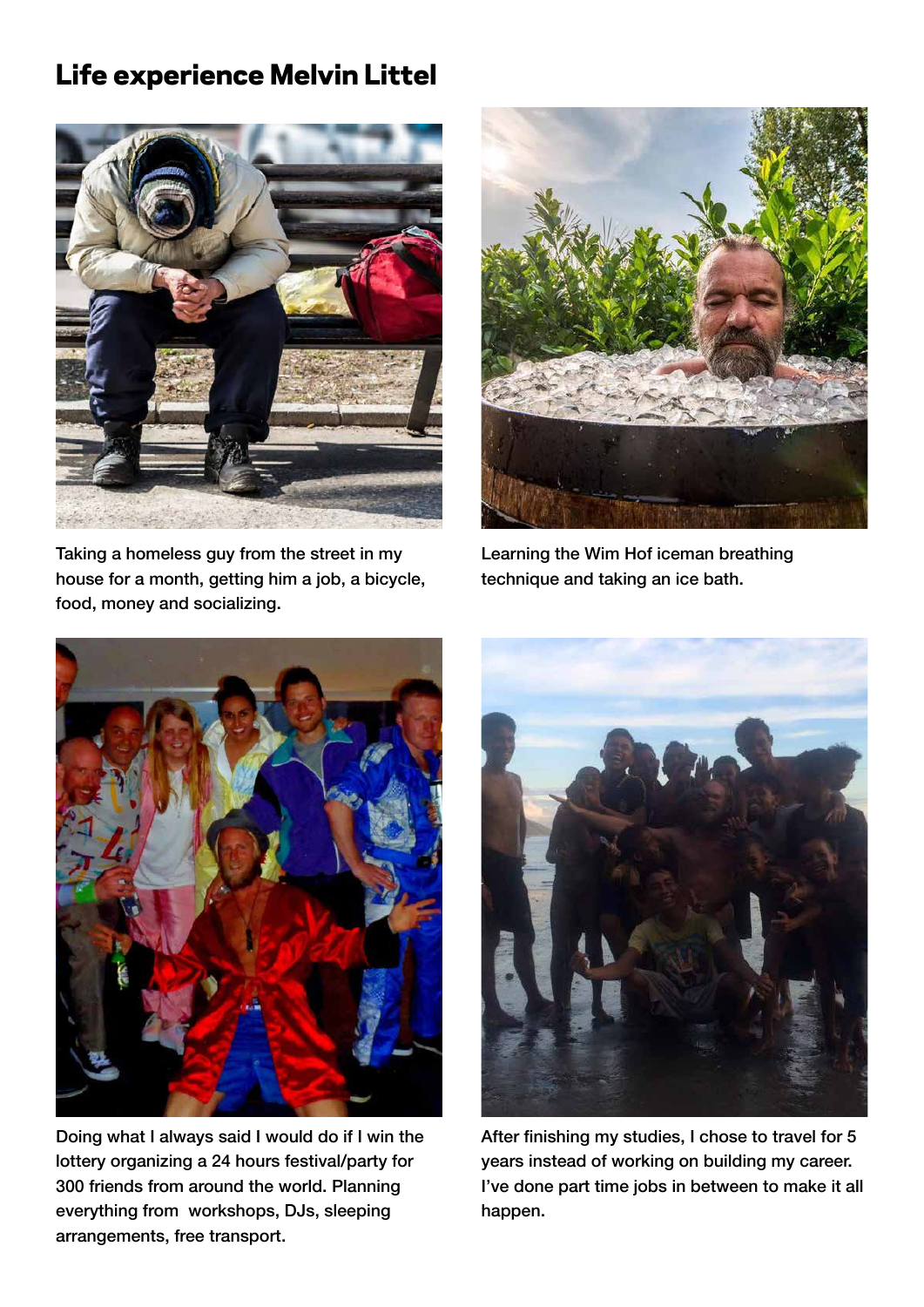# Life experience Melvin Littel

Taking a homeless guy from the street in my house for a month, getting him a job, a bicycle, food, money and socializing.

Learning the Wim Hof iceman breathing technique and taking an ice bath.

Doing what I always said I would do if I win the lottery organizing a 24 hours festival/party for 300 friends from around the world. Planning everything from workshops, DJs, sleeping arrangements, free transport.

After finishing my studies, I chose to travel for 5 years instead of working on building my career. I've done part time jobs in between to make it all happen.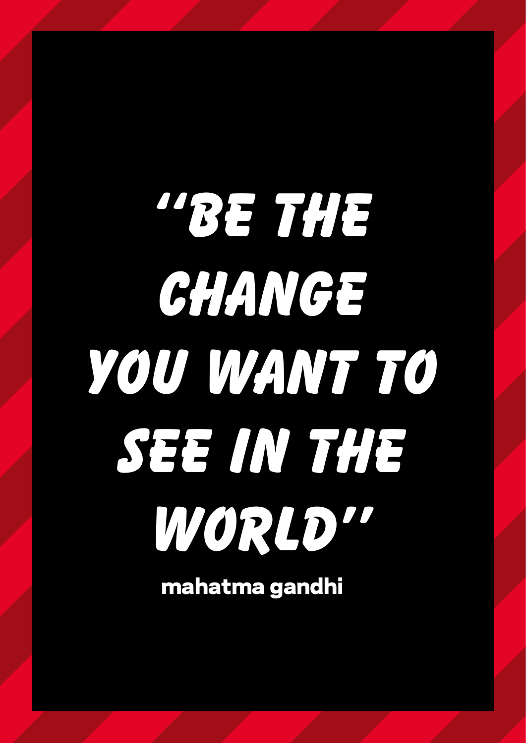# "BE THE CHANGE YOU WANT TO SEE IN THE WORLD"

**mahatma gandhi**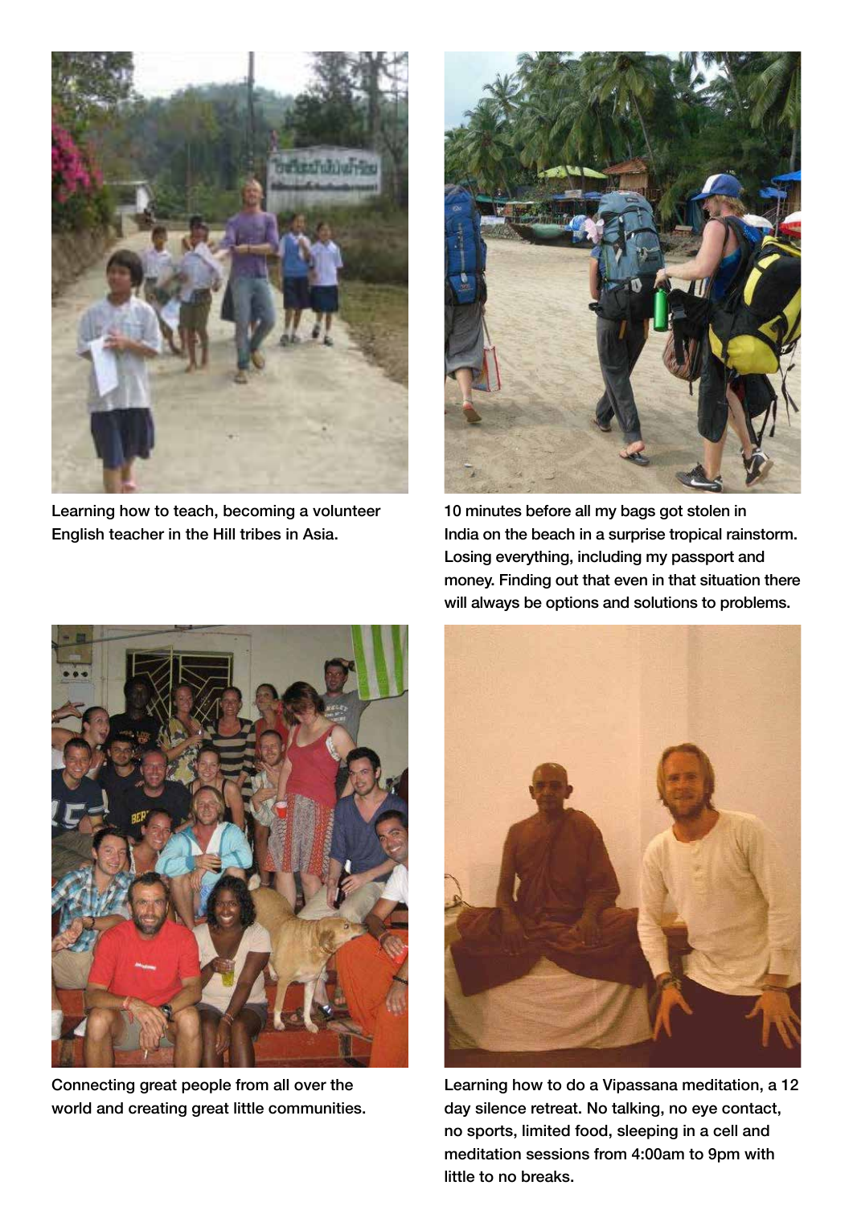Learning how to teach, becoming a volunteer English teacher in the Hill tribes in Asia.

10 minutes before all my bags got stolen in India on the beach in a surprise tropical rainstorm. Losing everything, including my passport and money. Finding out that even in that situation there will always be options and solutions to problems.

Connecting great people from all over the world and creating great little communities.

Learning how to do a Vipassana meditation, a 12 day silence retreat. No talking, no eye contact, no sports, limited food, sleeping in a cell and meditation sessions from 4:00am to 9pm with little to no breaks.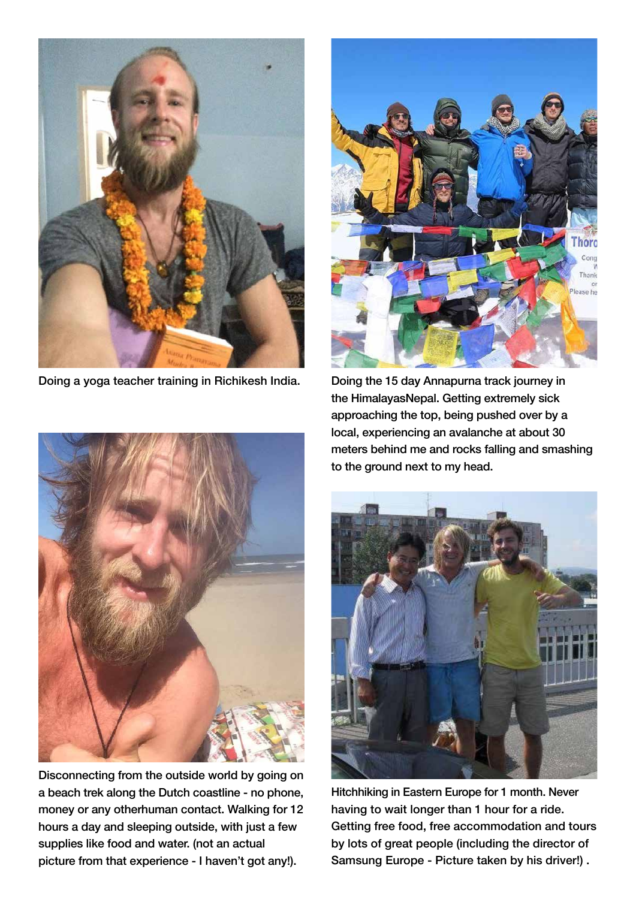Doing a yoga teacher training in Richikesh India.

Doing the 15 day Annapurna track journey in the HimalayasNepal. Getting extremely sick approaching the top, being pushed over by a local, experiencing an avalanche at about 30 meters behind me and rocks falling and smashing to the ground next to my head.

Disconnecting from the outside world by going on a beach trek along the Dutch coastline - no phone, money or any otherhuman contact. Walking for 12 hours a day and sleeping outside, with just a few supplies like food and water. (not an actual picture from that experience - I haven't got any!).

Hitchhiking in Eastern Europe for 1 month. Never having to wait longer than 1 hour for a ride. Getting free food, free accommodation and tours by lots of great people (including the director of Samsung Europe - Picture taken by his driver!) .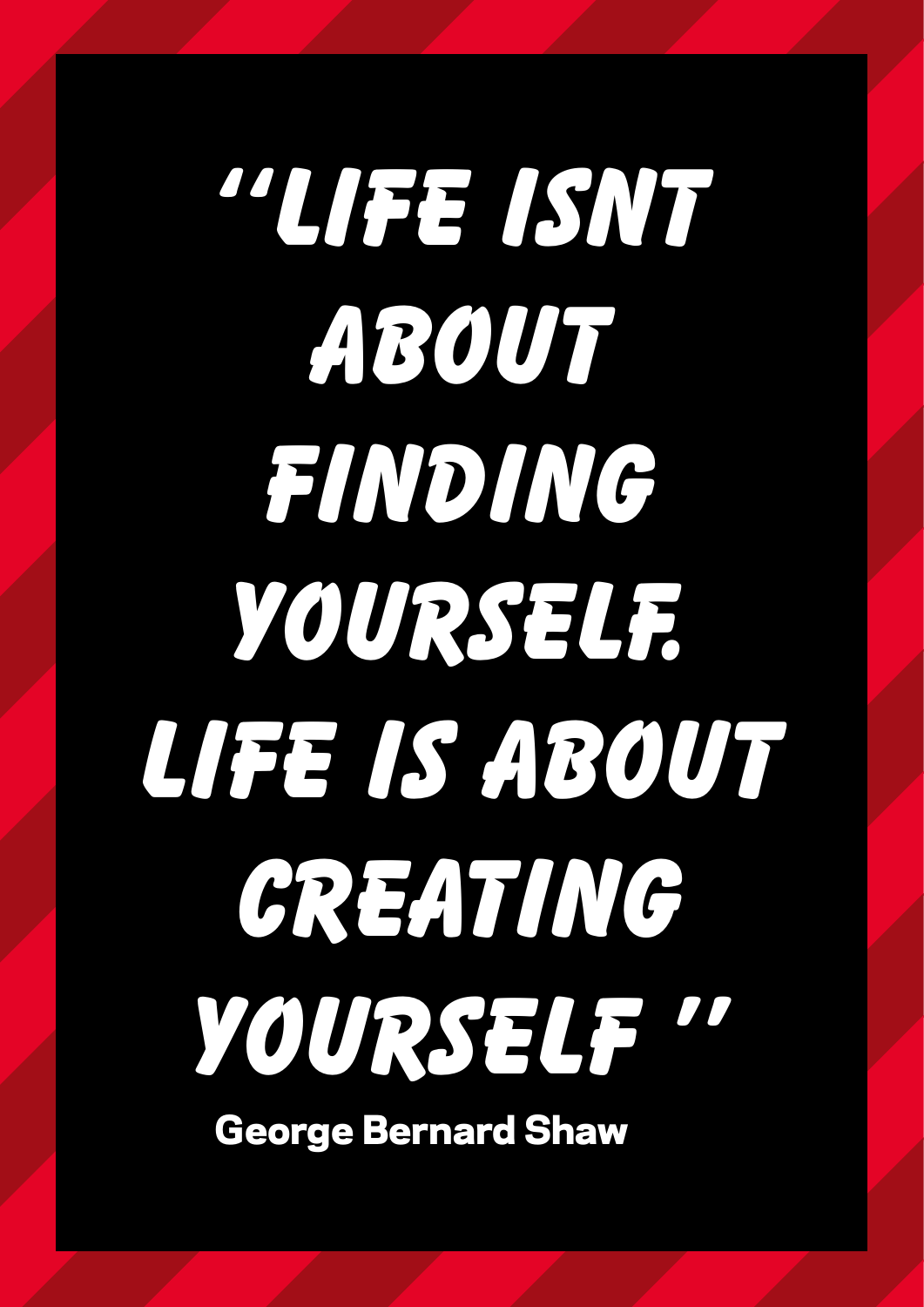# "LIFE ISNT ABOUT FINDING YOURSELF. LIFE IS ABOUT CREATING YOURSELF "

**George Bernard Shaw**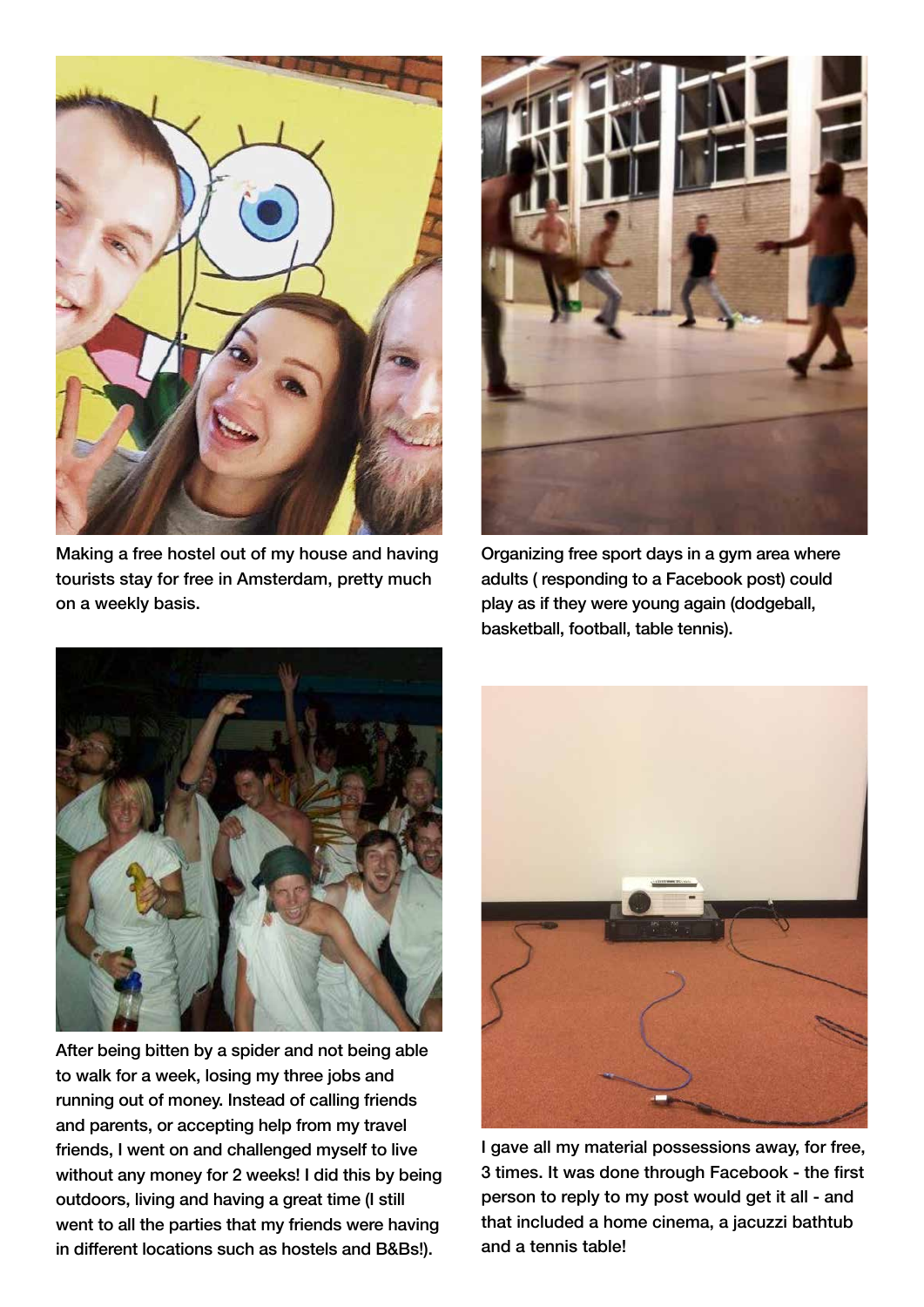Making a free hostel out of my house and having tourists stay for free in Amsterdam, pretty much on a weekly basis.

Organizing free sport days in a gym area where adults ( responding to a Facebook post) could play as if they were young again (dodgeball, basketball, football, table tennis).

After being bitten by a spider and not being able to walk for a week, losing my three jobs and running out of money. Instead of calling friends and parents, or accepting help from my travel friends, I went on and challenged myself to live without any money for 2 weeks! I did this by being outdoors, living and having a great time (I still went to all the parties that my friends were having in different locations such as hostels and B&Bs!).

I gave all my material possessions away, for free, 3 times. It was done through Facebook - the first person to reply to my post would get it all - and that included a home cinema, a jacuzzi bathtub and a tennis table!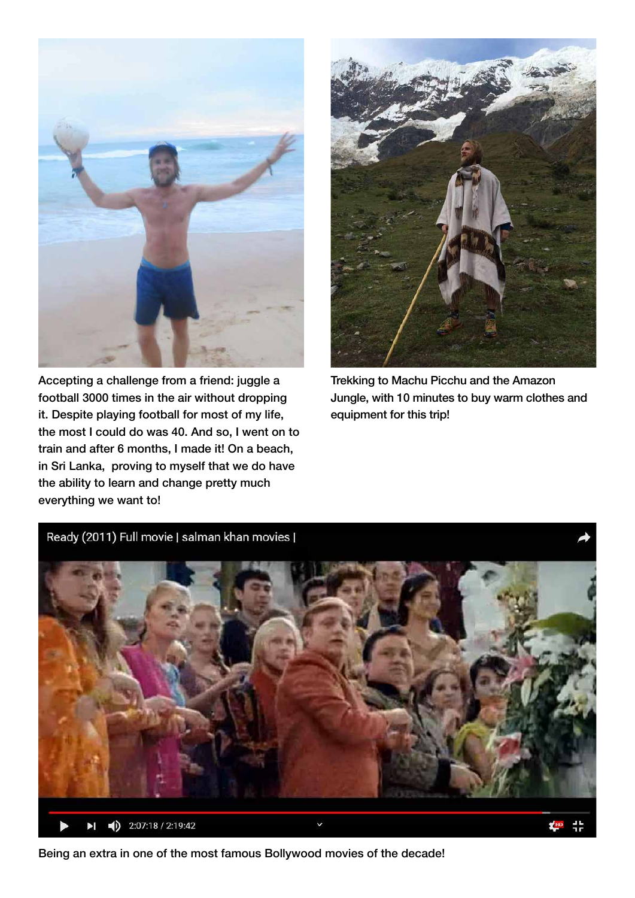Accepting a challenge from a friend: juggle a football 3000 times in the air without dropping it. Despite playing football for most of my life, the most I could do was 40. And so, I went on to train and after 6 months, I made it! On a beach, in Sri Lanka, proving to myself that we do have the ability to learn and change pretty much everything we want to!

Trekking to Machu Picchu and the Amazon Jungle, with 10 minutes to buy warm clothes and equipment for this trip!

Being an extra in one of the most famous Bollywood movies of the decade!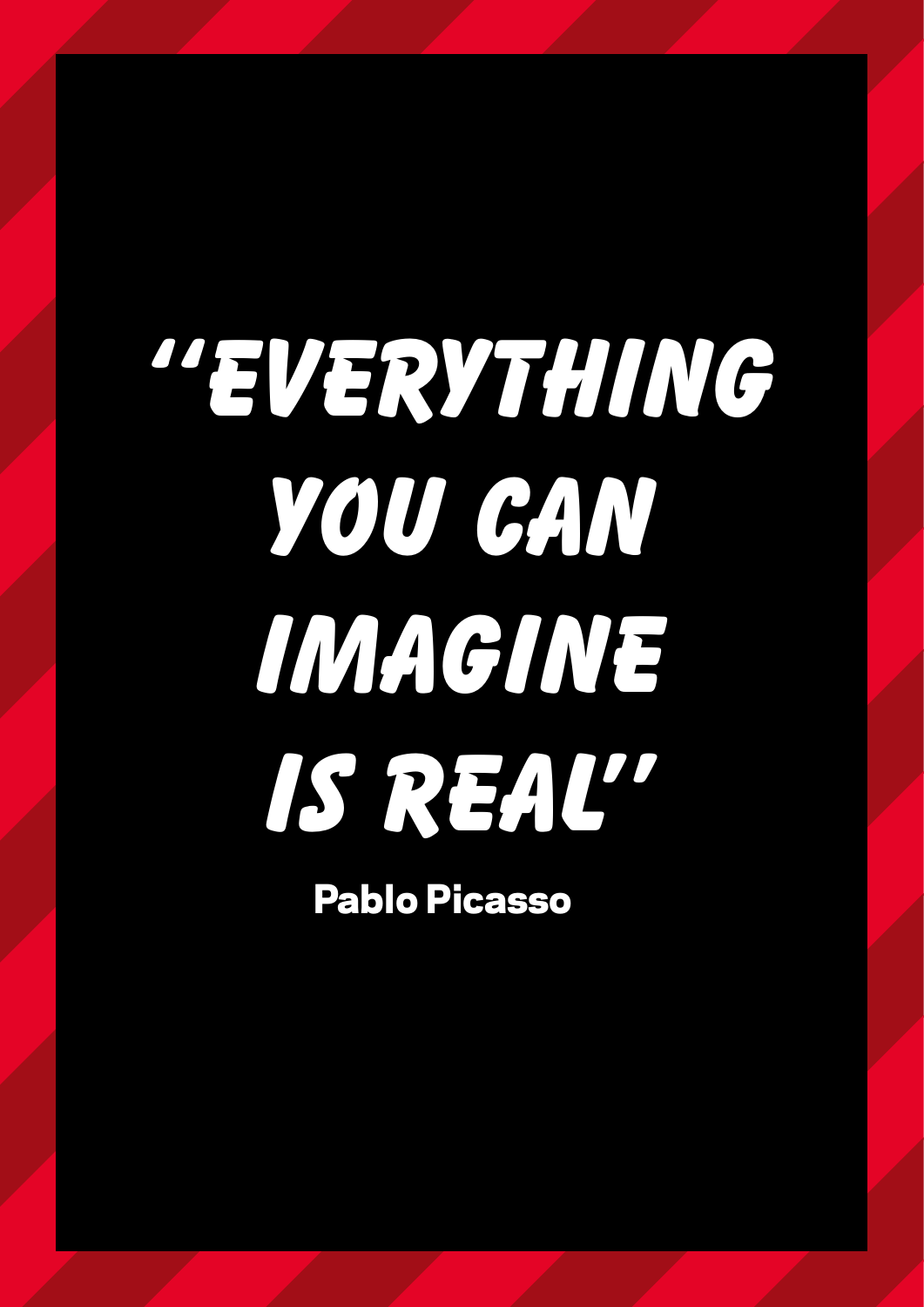# "EVERYTHING YOU CAN IMAGINE IS REAL"

**Pablo Picasso**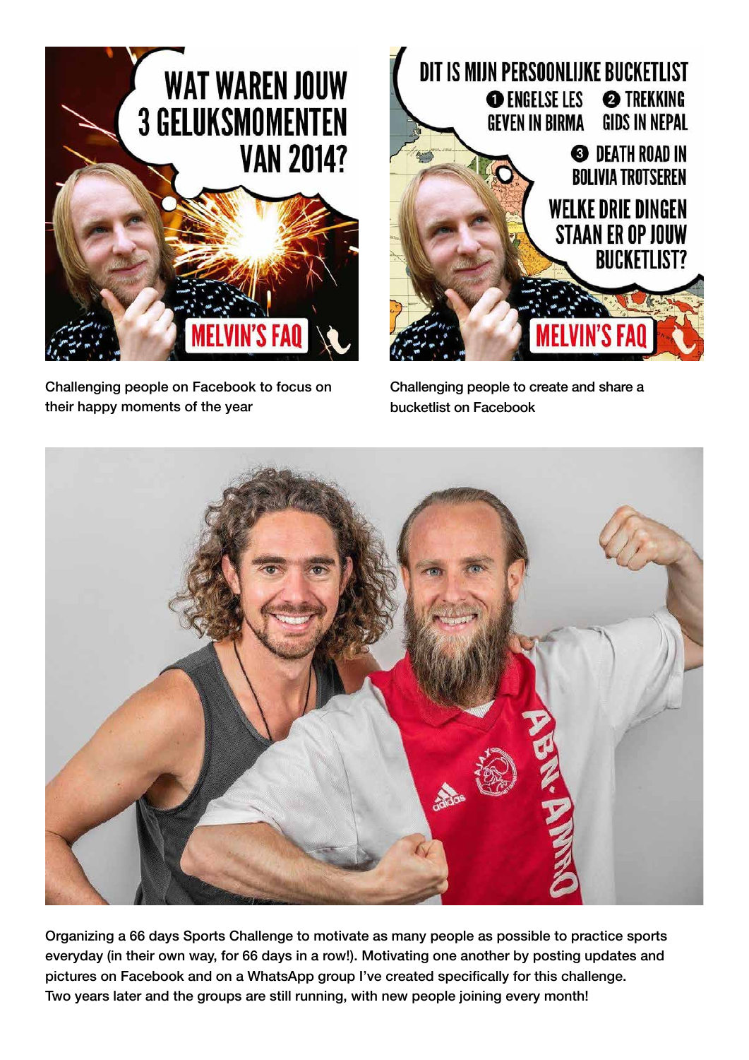Challenging people on Facebook to focus on their happy moments of the year

Challenging people to create and share a bucketlist on Facebook

Organizing a 66 days Sports Challenge to motivate as many people as possible to practice sports everyday (in their own way, for 66 days in a row!). Motivating one another by posting updates and pictures on Facebook and on a WhatsApp group I've created specifically for this challenge.
Two years later and the groups are still running, with new people joining every month!